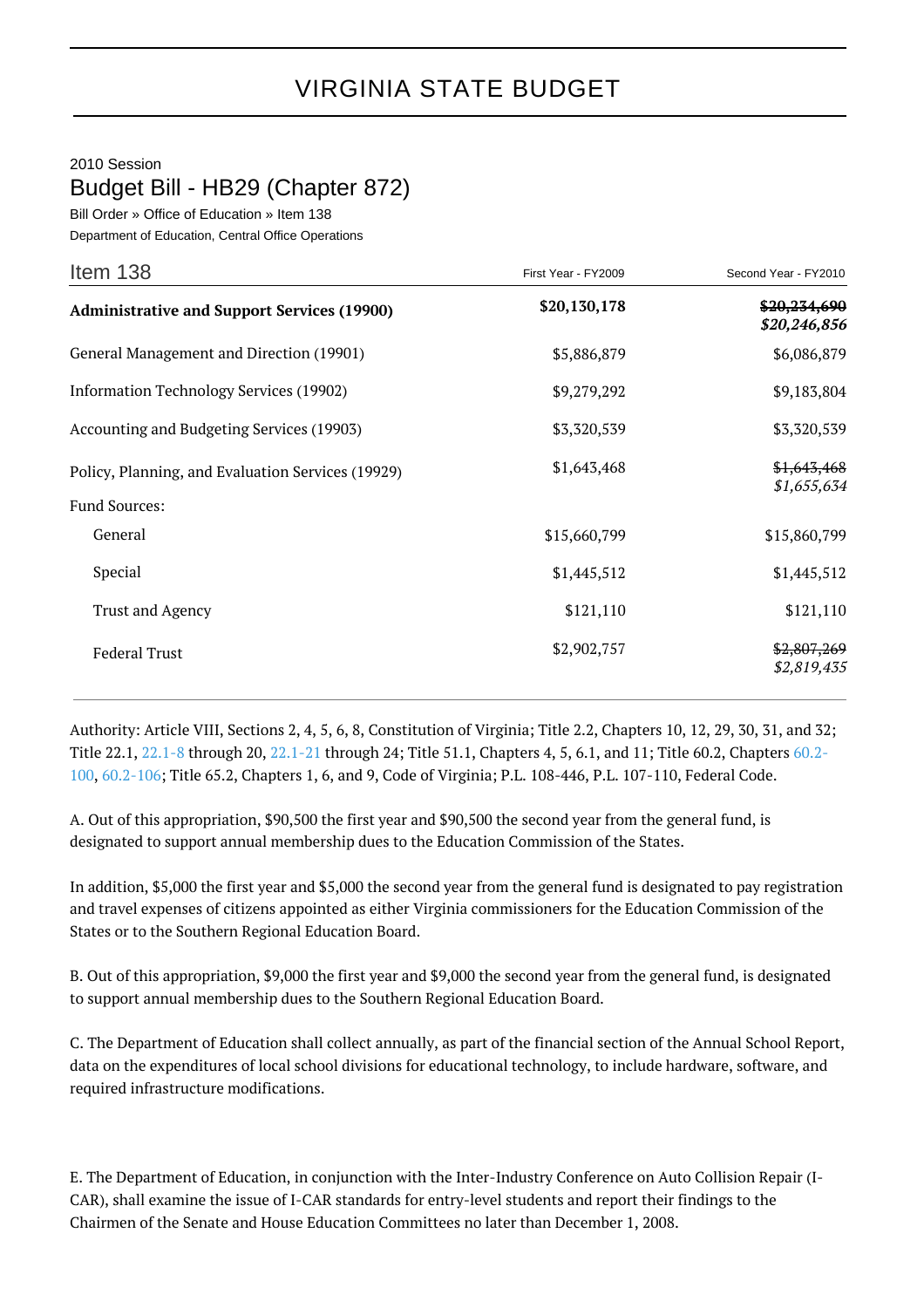# VIRGINIA STATE BUDGET

2010 Session

## Budget Bill - HB29 (Chapter 872)

Bill Order » Office of Education » Item 138

Department of Education, Central Office Operations

| Item 138 | First Year - FY2009 | Second Year - FY2010 |
|---|---|---|
| **Administrative and Support Services (19900)** | **$20,130,178** | ~~$20,234,690~~ ***$20,246,856*** |
| General Management and Direction (19901) | $5,886,879 | $6,086,879 |
| Information Technology Services (19902) | $9,279,292 | $9,183,804 |
| Accounting and Budgeting Services (19903) | $3,320,539 | $3,320,539 |
| Policy, Planning, and Evaluation Services (19929) | $1,643,468 | ~~$1,643,468~~ *$1,655,634* |
| Fund Sources: | | |
| General | $15,660,799 | $15,860,799 |
| Special | $1,445,512 | $1,445,512 |
| Trust and Agency | $121,110 | $121,110 |
| Federal Trust | $2,902,757 | ~~$2,807,269~~ *$2,819,435* |

Authority: Article VIII, Sections 2, 4, 5, 6, 8, Constitution of Virginia; Title 2.2, Chapters 10, 12, 29, 30, 31, and 32; Title 22.1, 22.1-8 through 20, 22.1-21 through 24; Title 51.1, Chapters 4, 5, 6.1, and 11; Title 60.2, Chapters 60.2-100, 60.2-106; Title 65.2, Chapters 1, 6, and 9, Code of Virginia; P.L. 108-446, P.L. 107-110, Federal Code.

A. Out of this appropriation, $90,500 the first year and $90,500 the second year from the general fund, is designated to support annual membership dues to the Education Commission of the States.

In addition, $5,000 the first year and $5,000 the second year from the general fund is designated to pay registration and travel expenses of citizens appointed as either Virginia commissioners for the Education Commission of the States or to the Southern Regional Education Board.

B. Out of this appropriation, $9,000 the first year and $9,000 the second year from the general fund, is designated to support annual membership dues to the Southern Regional Education Board.

C. The Department of Education shall collect annually, as part of the financial section of the Annual School Report, data on the expenditures of local school divisions for educational technology, to include hardware, software, and required infrastructure modifications.

E. The Department of Education, in conjunction with the Inter-Industry Conference on Auto Collision Repair (I-CAR), shall examine the issue of I-CAR standards for entry-level students and report their findings to the Chairmen of the Senate and House Education Committees no later than December 1, 2008.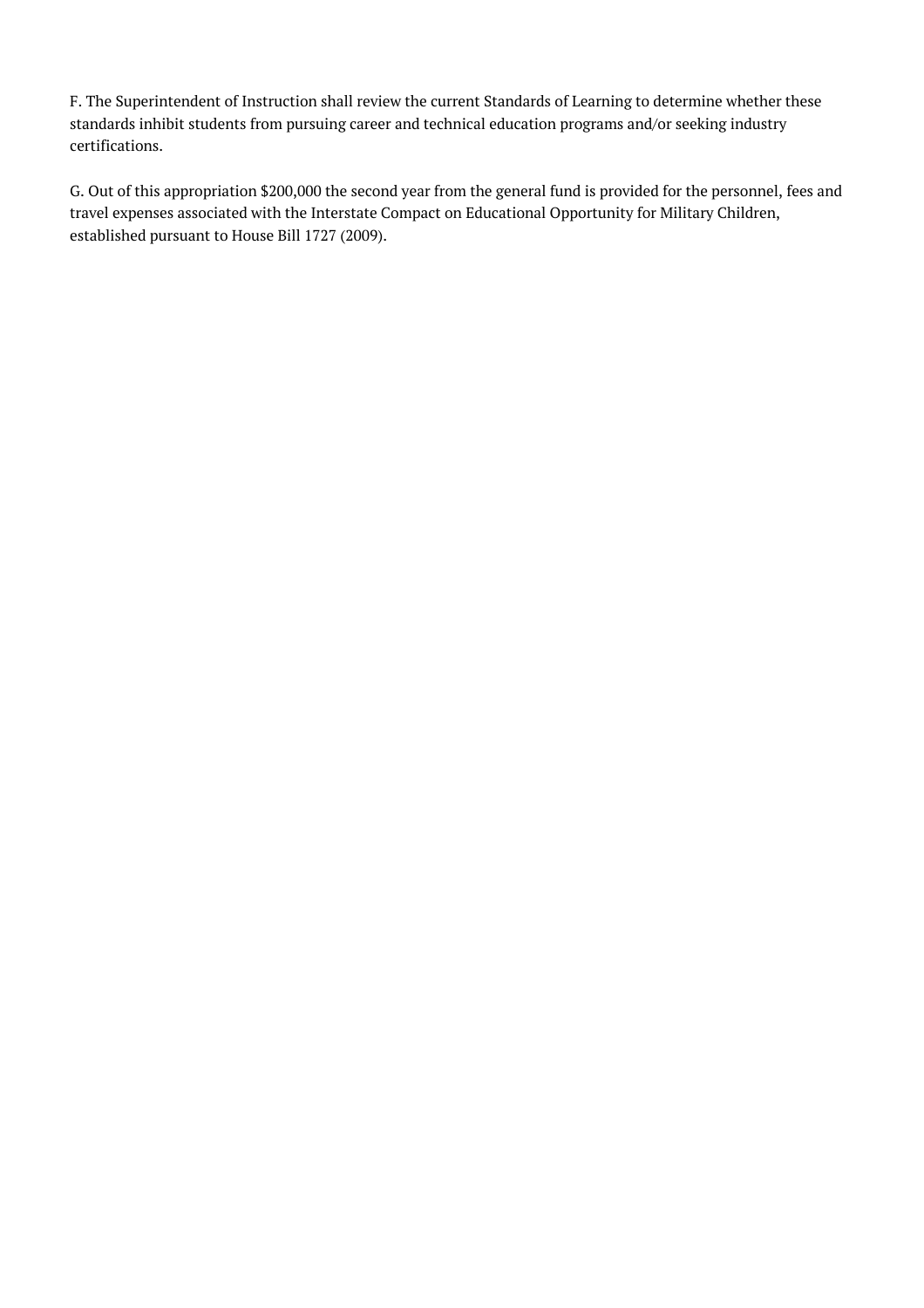F. The Superintendent of Instruction shall review the current Standards of Learning to determine whether these standards inhibit students from pursuing career and technical education programs and/or seeking industry certifications.

G. Out of this appropriation $200,000 the second year from the general fund is provided for the personnel, fees and travel expenses associated with the Interstate Compact on Educational Opportunity for Military Children, established pursuant to House Bill 1727 (2009).